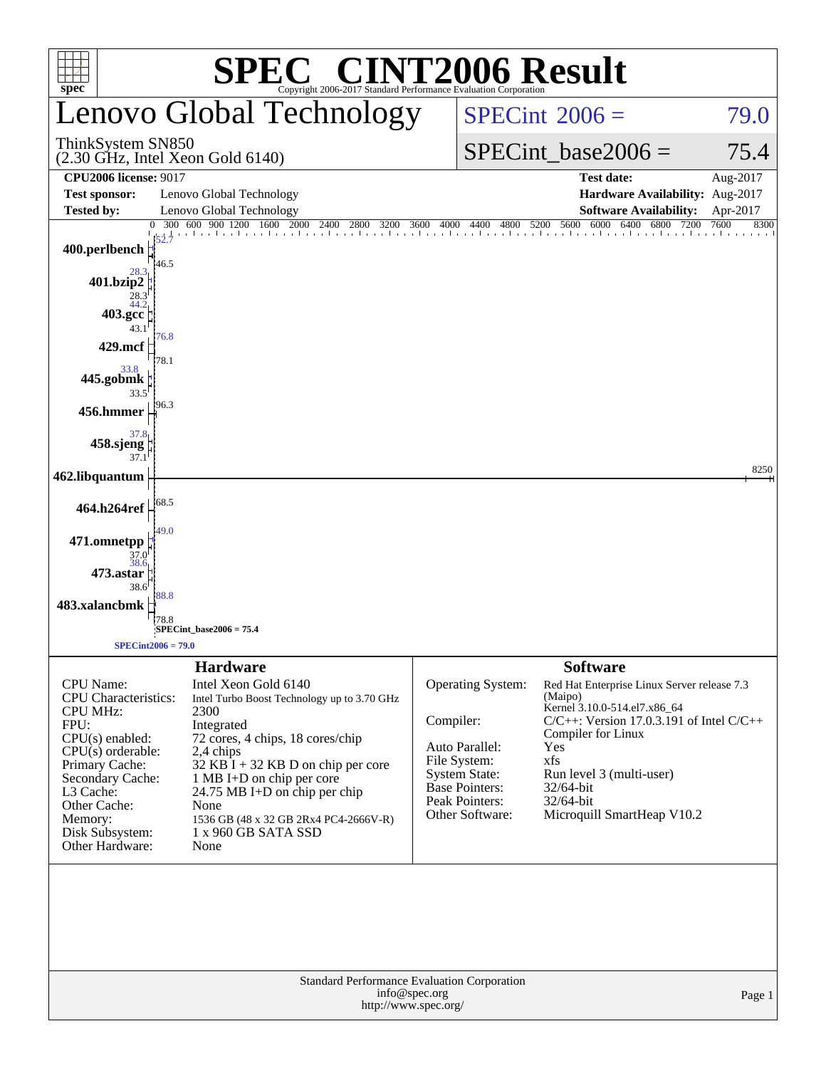# SPEC® CINT2006 Result

Copyright 2006-2017 Standard Performance Evaluation Corporation

## Lenovo Global Technology

ThinkSystem SN850
(2.30 GHz, Intel Xeon Gold 6140)

SPECint_2006 = 79.0

SPECint_base2006 = 75.4

| | | | |
|---|---|---|---|
| **CPU2006 license:** 9017 | | **Test date:** | Aug-2017 |
| **Test sponsor:** | Lenovo Global Technology | **Hardware Availability:** | Aug-2017 |
| **Tested by:** | Lenovo Global Technology | **Software Availability:** | Apr-2017 |

| Benchmark | Peak | Base |
|---|---|---|
| 400.perlbench | 52.7 | 46.5 |
| 401.bzip2 | 28.3 | 28.3 |
| 403.gcc | 44.2 | 43.1 |
| 429.mcf | 76.8 | 78.1 |
| 445.gobmk | 33.8 | 33.5 |
| 456.hmmer | | 96.3 |
| 458.sjeng | 37.8 | 37.1 |
| 462.libquantum | | 8250 |
| 464.h264ref | | 68.5 |
| 471.omnetpp | 49.0 | 37.0 |
| 473.astar | 38.6 | 38.6 |
| 483.xalancbmk | 88.8 | 78.8 |

SPECint_base2006 = 75.4
SPECint2006 = 79.0

### Hardware

| | |
|---|---|
| CPU Name: | Intel Xeon Gold 6140 |
| CPU Characteristics: | Intel Turbo Boost Technology up to 3.70 GHz |
| CPU MHz: | 2300 |
| FPU: | Integrated |
| CPU(s) enabled: | 72 cores, 4 chips, 18 cores/chip |
| CPU(s) orderable: | 2,4 chips |
| Primary Cache: | 32 KB I + 32 KB D on chip per core |
| Secondary Cache: | 1 MB I+D on chip per core |
| L3 Cache: | 24.75 MB I+D on chip per chip |
| Other Cache: | None |
| Memory: | 1536 GB (48 x 32 GB 2Rx4 PC4-2666V-R) |
| Disk Subsystem: | 1 x 960 GB SATA SSD |
| Other Hardware: | None |

### Software

| | |
|---|---|
| Operating System: | Red Hat Enterprise Linux Server release 7.3 (Maipo) Kernel 3.10.0-514.el7.x86_64 |
| Compiler: | C/C++: Version 17.0.3.191 of Intel C/C++ Compiler for Linux |
| Auto Parallel: | Yes |
| File System: | xfs |
| System State: | Run level 3 (multi-user) |
| Base Pointers: | 32/64-bit |
| Peak Pointers: | 32/64-bit |
| Other Software: | Microquill SmartHeap V10.2 |

Standard Performance Evaluation Corporation
info@spec.org
http://www.spec.org/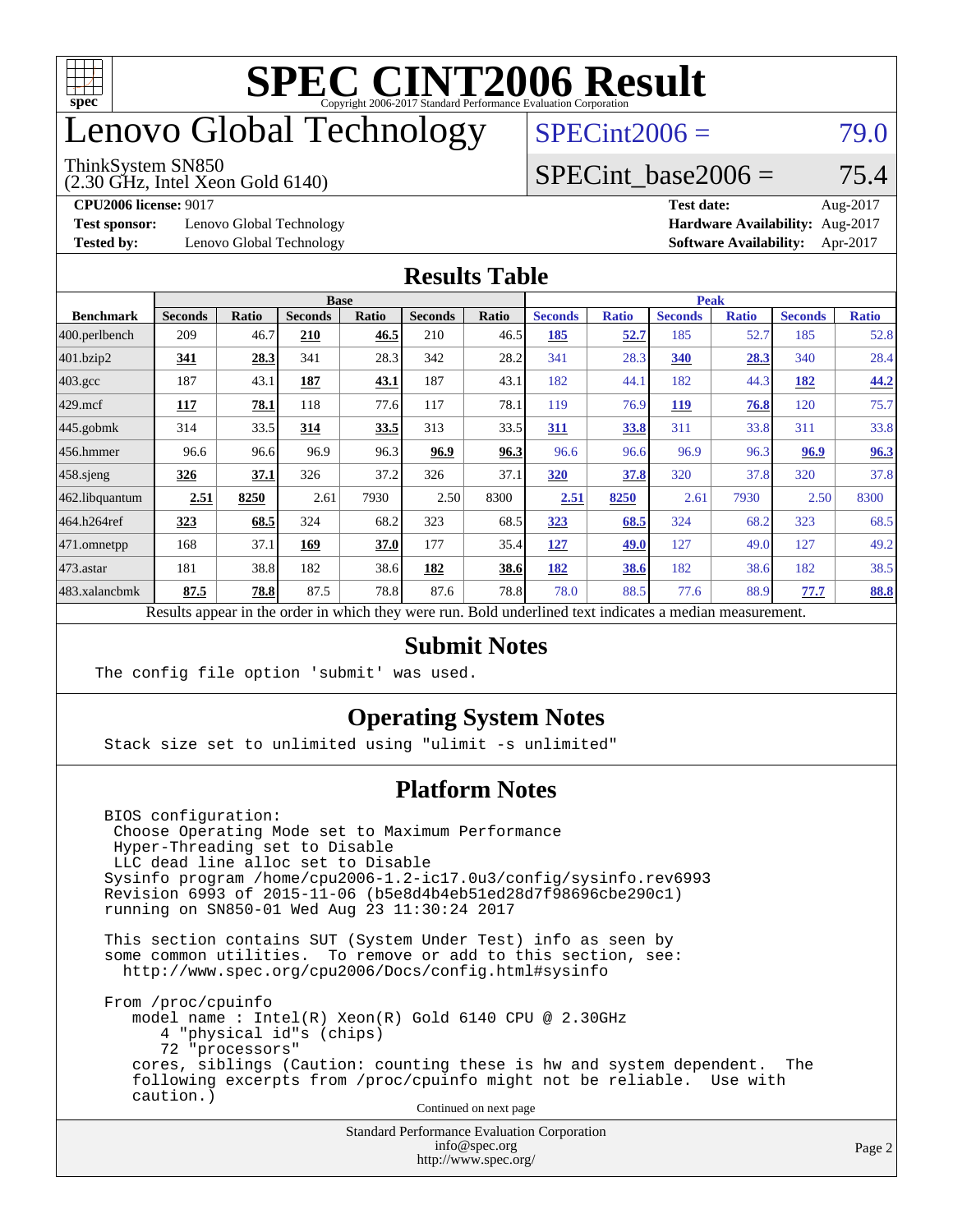# SPEC CINT2006 Result

Copyright 2006-2017 Standard Performance Evaluation Corporation

# Lenovo Global Technology

ThinkSystem SN850
(2.30 GHz, Intel Xeon Gold 6140)

SPECint2006 = 79.0

SPECint_base2006 = 75.4

**CPU2006 license:** 9017
**Test sponsor:** Lenovo Global Technology
**Tested by:** Lenovo Global Technology

**Test date:** Aug-2017
**Hardware Availability:** Aug-2017
**Software Availability:** Apr-2017

## Results Table

| | Base | | | | | | Peak | | | | | |
|---|---|---|---|---|---|---|---|---|---|---|---|---|
| **Benchmark** | **Seconds** | **Ratio** | **Seconds** | **Ratio** | **Seconds** | **Ratio** | **Seconds** | **Ratio** | **Seconds** | **Ratio** | **Seconds** | **Ratio** |
| 400.perlbench | 209 | 46.7 | **210** | **46.5** | 210 | 46.5 | **185** | **52.7** | 185 | 52.7 | 185 | 52.8 |
| 401.bzip2 | **341** | **28.3** | 341 | 28.3 | 342 | 28.2 | 341 | 28.3 | **340** | **28.3** | 340 | 28.4 |
| 403.gcc | 187 | 43.1 | **187** | **43.1** | 187 | 43.1 | 182 | 44.1 | 182 | 44.3 | **182** | **44.2** |
| 429.mcf | **117** | **78.1** | 118 | 77.6 | 117 | 78.1 | 119 | 76.9 | **119** | **76.8** | 120 | 75.7 |
| 445.gobmk | 314 | 33.5 | **314** | **33.5** | 313 | 33.5 | **311** | **33.8** | 311 | 33.8 | 311 | 33.8 |
| 456.hmmer | 96.6 | 96.6 | 96.9 | 96.3 | **96.9** | **96.3** | 96.6 | 96.6 | 96.9 | 96.3 | **96.9** | **96.3** |
| 458.sjeng | **326** | **37.1** | 326 | 37.2 | 326 | 37.1 | **320** | **37.8** | 320 | 37.8 | 320 | 37.8 |
| 462.libquantum | **2.51** | **8250** | 2.61 | 7930 | 2.50 | 8300 | **2.51** | **8250** | 2.61 | 7930 | 2.50 | 8300 |
| 464.h264ref | **323** | **68.5** | 324 | 68.2 | 323 | 68.5 | **323** | **68.5** | 324 | 68.2 | 323 | 68.5 |
| 471.omnetpp | 168 | 37.1 | **169** | **37.0** | 177 | 35.4 | **127** | **49.0** | 127 | 49.0 | 127 | 49.2 |
| 473.astar | 181 | 38.8 | 182 | 38.6 | **182** | **38.6** | **182** | **38.6** | 182 | 38.6 | 182 | 38.5 |
| 483.xalancbmk | **87.5** | **78.8** | 87.5 | 78.8 | 87.6 | 78.8 | 78.0 | 88.5 | 77.6 | 88.9 | **77.7** | **88.8** |

Results appear in the order in which they were run. Bold underlined text indicates a median measurement.

## Submit Notes

```
The config file option 'submit' was used.
```

## Operating System Notes

```
Stack size set to unlimited using "ulimit -s unlimited"
```

## Platform Notes

```
BIOS configuration:
 Choose Operating Mode set to Maximum Performance
 Hyper-Threading set to Disable
 LLC dead line alloc set to Disable
Sysinfo program /home/cpu2006-1.2-ic17.0u3/config/sysinfo.rev6993
Revision 6993 of 2015-11-06 (b5e8d4b4eb51ed28d7f98696cbe290c1)
running on SN850-01 Wed Aug 23 11:30:24 2017

This section contains SUT (System Under Test) info as seen by
some common utilities.  To remove or add to this section, see:
  http://www.spec.org/cpu2006/Docs/config.html#sysinfo

From /proc/cpuinfo
   model name : Intel(R) Xeon(R) Gold 6140 CPU @ 2.30GHz
      4 "physical id"s (chips)
      72 "processors"
   cores, siblings (Caution: counting these is hw and system dependent.  The
   following excerpts from /proc/cpuinfo might not be reliable.  Use with
   caution.)
```

Continued on next page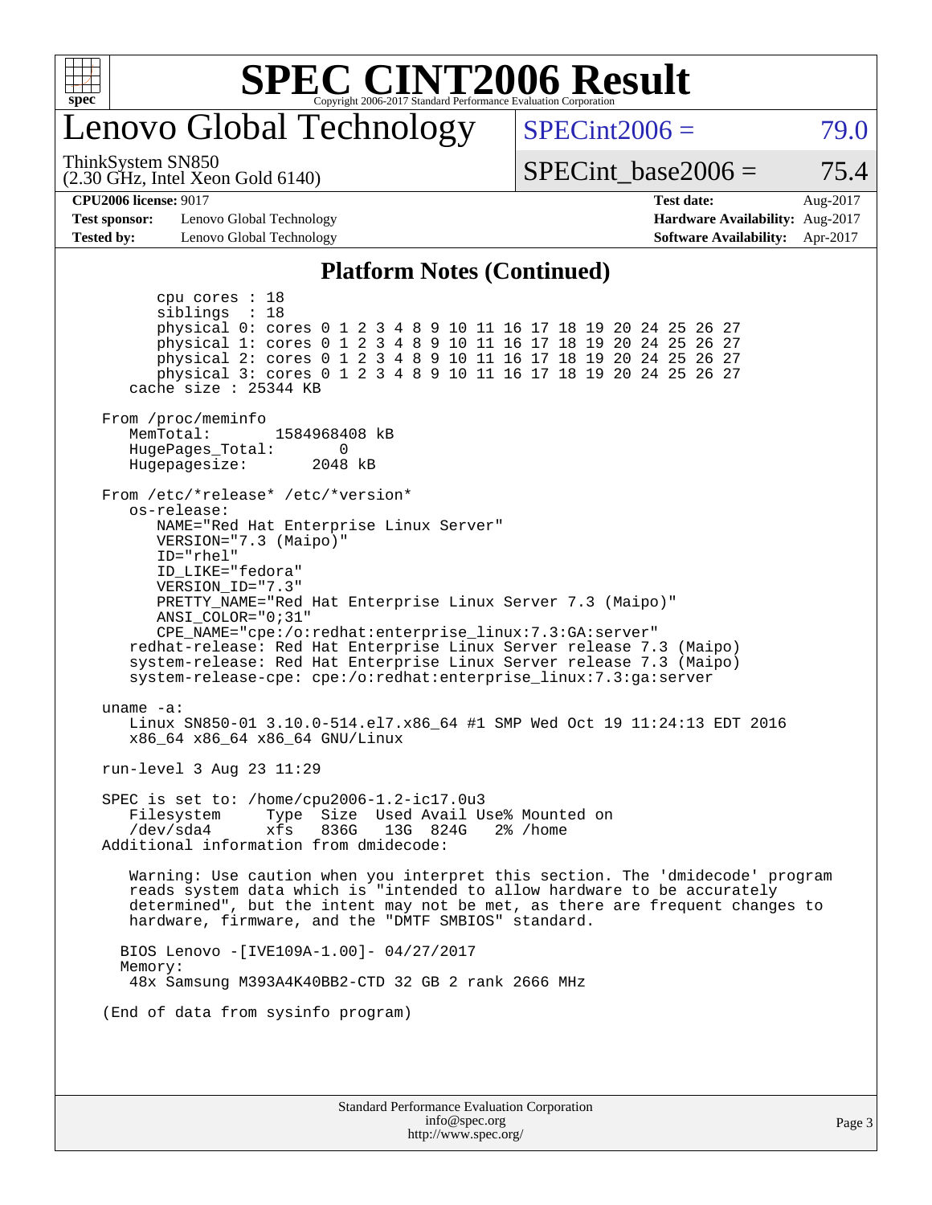# SPEC CINT2006 Result

## Lenovo Global Technology

ThinkSystem SN850
(2.30 GHz, Intel Xeon Gold 6140)

SPECint2006 = 79.0

SPECint_base2006 = 75.4

| | | | |
|---|---|---|---|
| **CPU2006 license:** 9017 | | **Test date:** | Aug-2017 |
| **Test sponsor:** | Lenovo Global Technology | **Hardware Availability:** | Aug-2017 |
| **Tested by:** | Lenovo Global Technology | **Software Availability:** | Apr-2017 |

### Platform Notes (Continued)

```
        cpu cores : 18
        siblings  : 18
        physical 0: cores 0 1 2 3 4 8 9 10 11 16 17 18 19 20 24 25 26 27
        physical 1: cores 0 1 2 3 4 8 9 10 11 16 17 18 19 20 24 25 26 27
        physical 2: cores 0 1 2 3 4 8 9 10 11 16 17 18 19 20 24 25 26 27
        physical 3: cores 0 1 2 3 4 8 9 10 11 16 17 18 19 20 24 25 26 27
     cache size : 25344 KB

  From /proc/meminfo
     MemTotal:       1584968408 kB
     HugePages_Total:       0
     Hugepagesize:       2048 kB

  From /etc/*release* /etc/*version*
     os-release:
        NAME="Red Hat Enterprise Linux Server"
        VERSION="7.3 (Maipo)"
        ID="rhel"
        ID_LIKE="fedora"
        VERSION_ID="7.3"
        PRETTY_NAME="Red Hat Enterprise Linux Server 7.3 (Maipo)"
        ANSI_COLOR="0;31"
        CPE_NAME="cpe:/o:redhat:enterprise_linux:7.3:GA:server"
     redhat-release: Red Hat Enterprise Linux Server release 7.3 (Maipo)
     system-release: Red Hat Enterprise Linux Server release 7.3 (Maipo)
     system-release-cpe: cpe:/o:redhat:enterprise_linux:7.3:ga:server

  uname -a:
     Linux SN850-01 3.10.0-514.el7.x86_64 #1 SMP Wed Oct 19 11:24:13 EDT 2016
     x86_64 x86_64 x86_64 GNU/Linux

  run-level 3 Aug 23 11:29

  SPEC is set to: /home/cpu2006-1.2-ic17.0u3
     Filesystem     Type  Size  Used Avail Use% Mounted on
     /dev/sda4      xfs   836G   13G  824G   2% /home
  Additional information from dmidecode:

     Warning: Use caution when you interpret this section. The 'dmidecode' program
     reads system data which is "intended to allow hardware to be accurately
     determined", but the intent may not be met, as there are frequent changes to
     hardware, firmware, and the "DMTF SMBIOS" standard.

    BIOS Lenovo -[IVE109A-1.00]- 04/27/2017
    Memory:
     48x Samsung M393A4K40BB2-CTD 32 GB 2 rank 2666 MHz

  (End of data from sysinfo program)
```

Standard Performance Evaluation Corporation
info@spec.org
http://www.spec.org/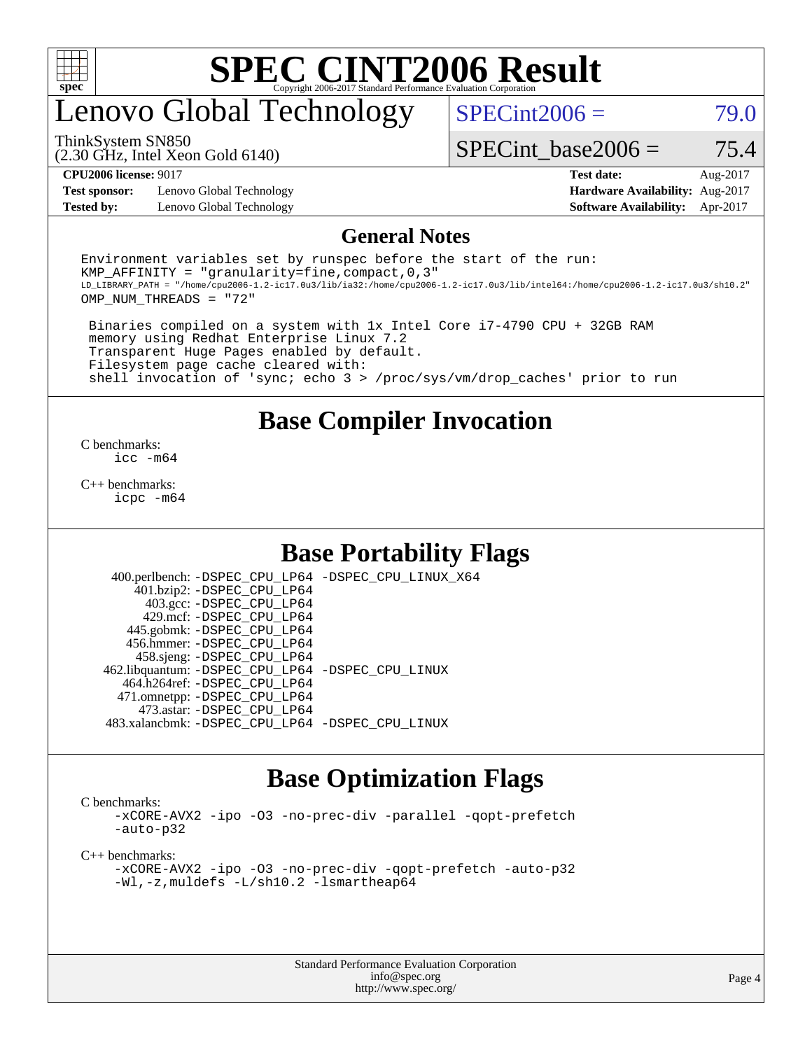# Lenovo Global Technology

ThinkSystem SN850
(2.30 GHz, Intel Xeon Gold 6140)

SPECint2006 = 79.0

SPECint_base2006 = 75.4

**CPU2006 license:** 9017
**Test sponsor:** Lenovo Global Technology
**Tested by:** Lenovo Global Technology

**Test date:** Aug-2017
**Hardware Availability:** Aug-2017
**Software Availability:** Apr-2017

## General Notes

```
Environment variables set by runspec before the start of the run:
KMP_AFFINITY = "granularity=fine,compact,0,3"
LD_LIBRARY_PATH = "/home/cpu2006-1.2-ic17.0u3/lib/ia32:/home/cpu2006-1.2-ic17.0u3/lib/intel64:/home/cpu2006-1.2-ic17.0u3/sh10.2"
OMP_NUM_THREADS = "72"

 Binaries compiled on a system with 1x Intel Core i7-4790 CPU + 32GB RAM
 memory using Redhat Enterprise Linux 7.2
 Transparent Huge Pages enabled by default.
 Filesystem page cache cleared with:
 shell invocation of 'sync; echo 3 > /proc/sys/vm/drop_caches' prior to run
```

## Base Compiler Invocation

C benchmarks:
    icc -m64

C++ benchmarks:
    icpc -m64

## Base Portability Flags

400.perlbench: -DSPEC_CPU_LP64 -DSPEC_CPU_LINUX_X64
401.bzip2: -DSPEC_CPU_LP64
403.gcc: -DSPEC_CPU_LP64
429.mcf: -DSPEC_CPU_LP64
445.gobmk: -DSPEC_CPU_LP64
456.hmmer: -DSPEC_CPU_LP64
458.sjeng: -DSPEC_CPU_LP64
462.libquantum: -DSPEC_CPU_LP64 -DSPEC_CPU_LINUX
464.h264ref: -DSPEC_CPU_LP64
471.omnetpp: -DSPEC_CPU_LP64
473.astar: -DSPEC_CPU_LP64
483.xalancbmk: -DSPEC_CPU_LP64 -DSPEC_CPU_LINUX

## Base Optimization Flags

C benchmarks:
    -xCORE-AVX2 -ipo -O3 -no-prec-div -parallel -qopt-prefetch
    -auto-p32

C++ benchmarks:
    -xCORE-AVX2 -ipo -O3 -no-prec-div -qopt-prefetch -auto-p32
    -Wl,-z,muldefs -L/sh10.2 -lsmartheap64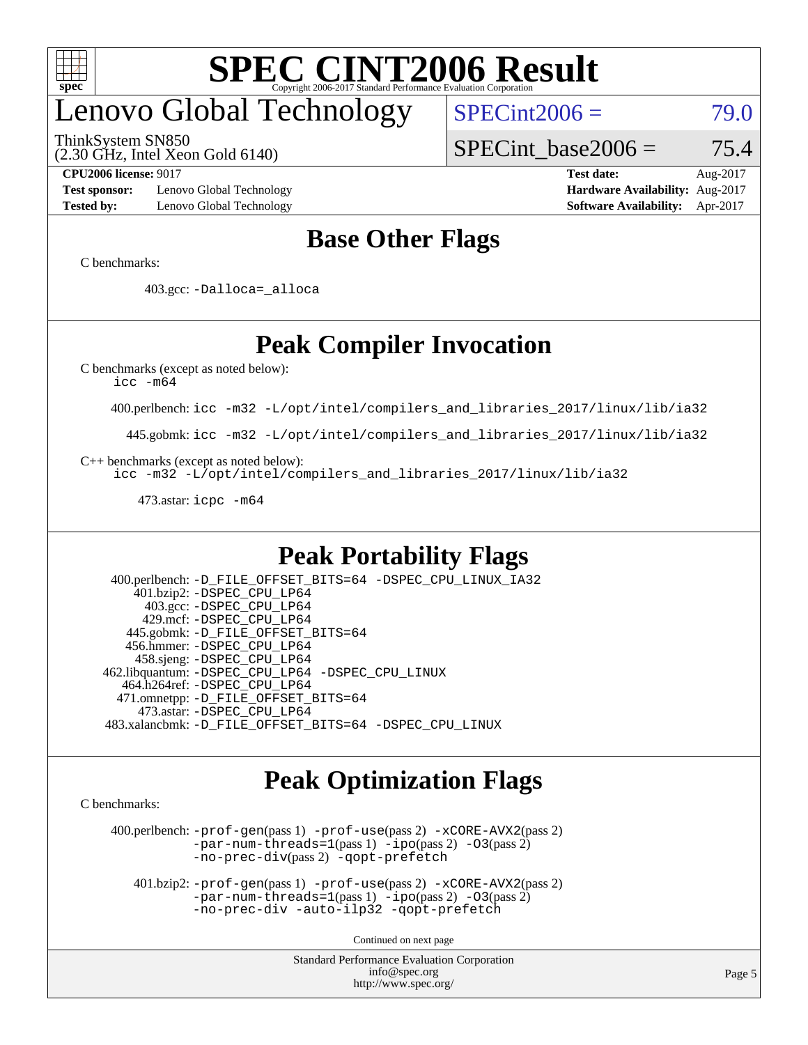# SPEC CINT2006 Result

Copyright 2006-2017 Standard Performance Evaluation Corporation

## Lenovo Global Technology

ThinkSystem SN850
(2.30 GHz, Intel Xeon Gold 6140)

SPECint2006 = 79.0

SPECint_base2006 = 75.4

**CPU2006 license:** 9017
**Test sponsor:** Lenovo Global Technology
**Tested by:** Lenovo Global Technology

**Test date:** Aug-2017
**Hardware Availability:** Aug-2017
**Software Availability:** Apr-2017

## Base Other Flags

C benchmarks:

403.gcc: `-Dalloca=_alloca`

## Peak Compiler Invocation

C benchmarks (except as noted below):
`icc -m64`

400.perlbench: `icc -m32 -L/opt/intel/compilers_and_libraries_2017/linux/lib/ia32`

445.gobmk: `icc -m32 -L/opt/intel/compilers_and_libraries_2017/linux/lib/ia32`

C++ benchmarks (except as noted below):
`icc -m32 -L/opt/intel/compilers_and_libraries_2017/linux/lib/ia32`

473.astar: `icpc -m64`

## Peak Portability Flags

400.perlbench: `-D_FILE_OFFSET_BITS=64 -DSPEC_CPU_LINUX_IA32`
401.bzip2: `-DSPEC_CPU_LP64`
403.gcc: `-DSPEC_CPU_LP64`
429.mcf: `-DSPEC_CPU_LP64`
445.gobmk: `-D_FILE_OFFSET_BITS=64`
456.hmmer: `-DSPEC_CPU_LP64`
458.sjeng: `-DSPEC_CPU_LP64`
462.libquantum: `-DSPEC_CPU_LP64 -DSPEC_CPU_LINUX`
464.h264ref: `-DSPEC_CPU_LP64`
471.omnetpp: `-D_FILE_OFFSET_BITS=64`
473.astar: `-DSPEC_CPU_LP64`
483.xalancbmk: `-D_FILE_OFFSET_BITS=64 -DSPEC_CPU_LINUX`

## Peak Optimization Flags

C benchmarks:

400.perlbench: `-prof-gen`(pass 1) `-prof-use`(pass 2) `-xCORE-AVX2`(pass 2) `-par-num-threads=1`(pass 1) `-ipo`(pass 2) `-O3`(pass 2) `-no-prec-div`(pass 2) `-qopt-prefetch`

401.bzip2: `-prof-gen`(pass 1) `-prof-use`(pass 2) `-xCORE-AVX2`(pass 2) `-par-num-threads=1`(pass 1) `-ipo`(pass 2) `-O3`(pass 2) `-no-prec-div -auto-ilp32 -qopt-prefetch`

Continued on next page

Standard Performance Evaluation Corporation
info@spec.org
http://www.spec.org/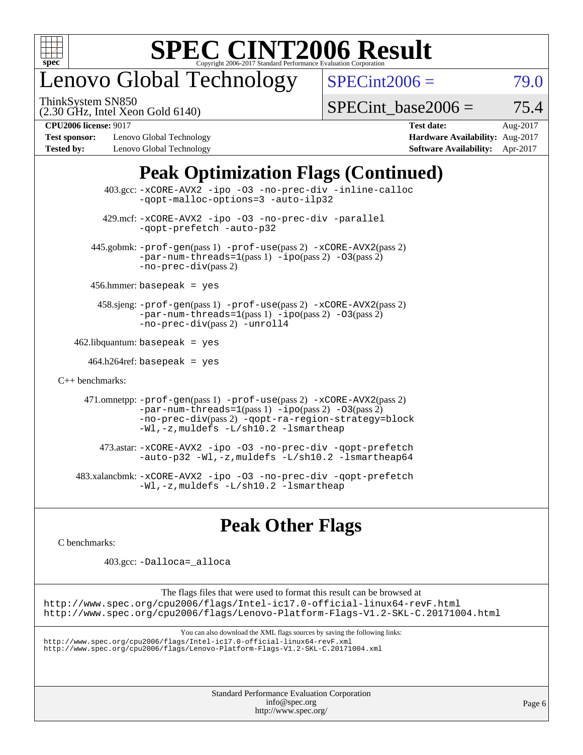# SPEC CINT2006 Result

Copyright 2006-2017 Standard Performance Evaluation Corporation

## Lenovo Global Technology

ThinkSystem SN850
(2.30 GHz, Intel Xeon Gold 6140)

SPECint2006 = 79.0

SPECint_base2006 = 75.4

**CPU2006 license:** 9017
**Test sponsor:** Lenovo Global Technology
**Tested by:** Lenovo Global Technology

**Test date:** Aug-2017
**Hardware Availability:** Aug-2017
**Software Availability:** Apr-2017

## Peak Optimization Flags (Continued)

403.gcc: `-xCORE-AVX2 -ipo -O3 -no-prec-div -inline-calloc -qopt-malloc-options=3 -auto-ilp32`

429.mcf: `-xCORE-AVX2 -ipo -O3 -no-prec-div -parallel -qopt-prefetch -auto-p32`

445.gobmk: `-prof-gen`(pass 1) `-prof-use`(pass 2) `-xCORE-AVX2`(pass 2) `-par-num-threads=1`(pass 1) `-ipo`(pass 2) `-O3`(pass 2) `-no-prec-div`(pass 2)

456.hmmer: `basepeak = yes`

458.sjeng: `-prof-gen`(pass 1) `-prof-use`(pass 2) `-xCORE-AVX2`(pass 2) `-par-num-threads=1`(pass 1) `-ipo`(pass 2) `-O3`(pass 2) `-no-prec-div`(pass 2) `-unroll4`

462.libquantum: `basepeak = yes`

464.h264ref: `basepeak = yes`

C++ benchmarks:

471.omnetpp: `-prof-gen`(pass 1) `-prof-use`(pass 2) `-xCORE-AVX2`(pass 2) `-par-num-threads=1`(pass 1) `-ipo`(pass 2) `-O3`(pass 2) `-no-prec-div`(pass 2) `-qopt-ra-region-strategy=block -Wl,-z,muldefs -L/sh10.2 -lsmartheap`

473.astar: `-xCORE-AVX2 -ipo -O3 -no-prec-div -qopt-prefetch -auto-p32 -Wl,-z,muldefs -L/sh10.2 -lsmartheap64`

483.xalancbmk: `-xCORE-AVX2 -ipo -O3 -no-prec-div -qopt-prefetch -Wl,-z,muldefs -L/sh10.2 -lsmartheap`

## Peak Other Flags

C benchmarks:

403.gcc: `-Dalloca=_alloca`

The flags files that were used to format this result can be browsed at
http://www.spec.org/cpu2006/flags/Intel-ic17.0-official-linux64-revF.html
http://www.spec.org/cpu2006/flags/Lenovo-Platform-Flags-V1.2-SKL-C.20171004.html

You can also download the XML flags sources by saving the following links:
http://www.spec.org/cpu2006/flags/Intel-ic17.0-official-linux64-revF.xml
http://www.spec.org/cpu2006/flags/Lenovo-Platform-Flags-V1.2-SKL-C.20171004.xml

Standard Performance Evaluation Corporation
info@spec.org
http://www.spec.org/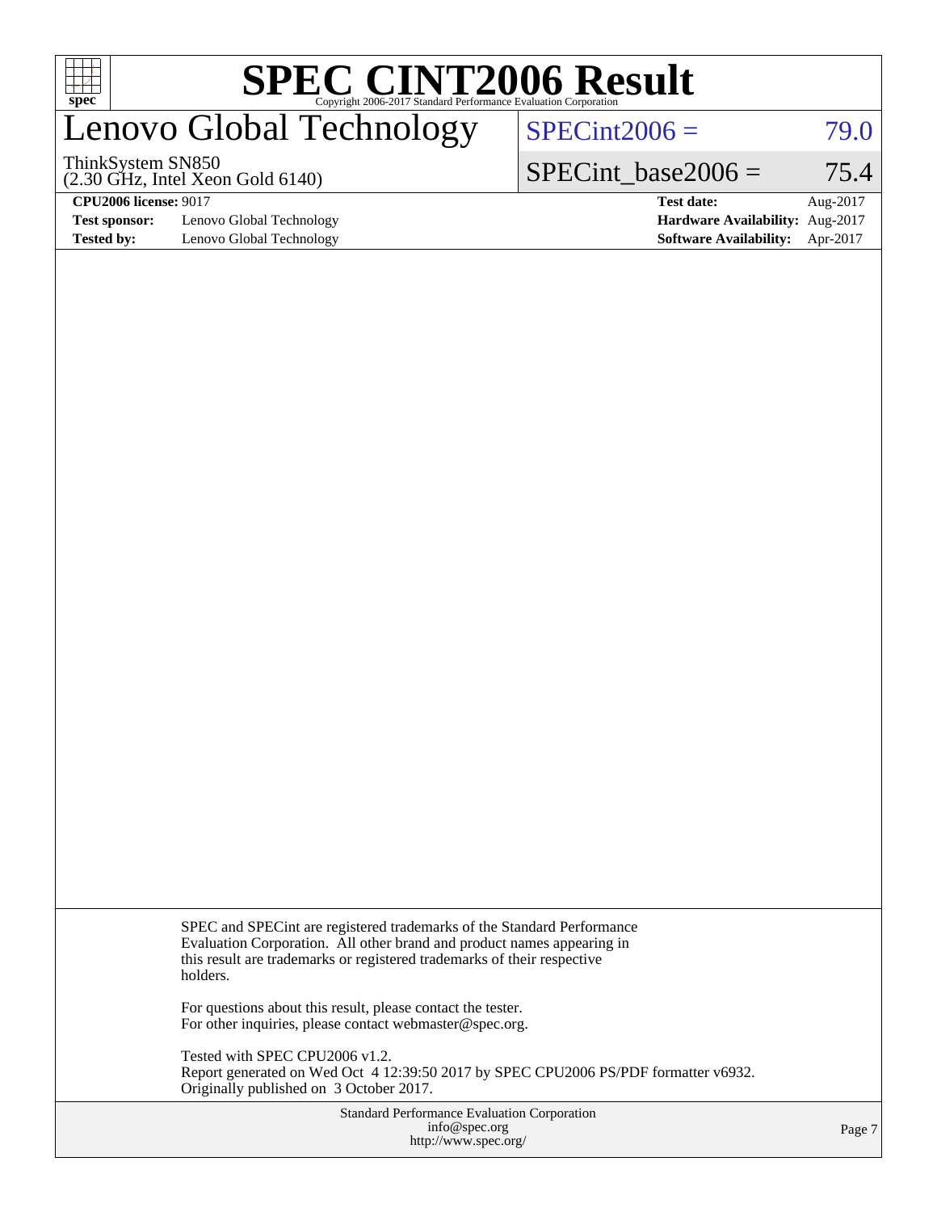# SPEC CINT2006 Result

Copyright 2006-2017 Standard Performance Evaluation Corporation

# Lenovo Global Technology

ThinkSystem SN850
(2.30 GHz, Intel Xeon Gold 6140)

SPECint2006 = 79.0

SPECint_base2006 = 75.4

**CPU2006 license:** 9017
**Test sponsor:** Lenovo Global Technology
**Tested by:** Lenovo Global Technology

**Test date:** Aug-2017
**Hardware Availability:** Aug-2017
**Software Availability:** Apr-2017

SPEC and SPECint are registered trademarks of the Standard Performance Evaluation Corporation. All other brand and product names appearing in this result are trademarks or registered trademarks of their respective holders.

For questions about this result, please contact the tester.
For other inquiries, please contact webmaster@spec.org.

Tested with SPEC CPU2006 v1.2.
Report generated on Wed Oct 4 12:39:50 2017 by SPEC CPU2006 PS/PDF formatter v6932.
Originally published on 3 October 2017.

Standard Performance Evaluation Corporation
info@spec.org
http://www.spec.org/